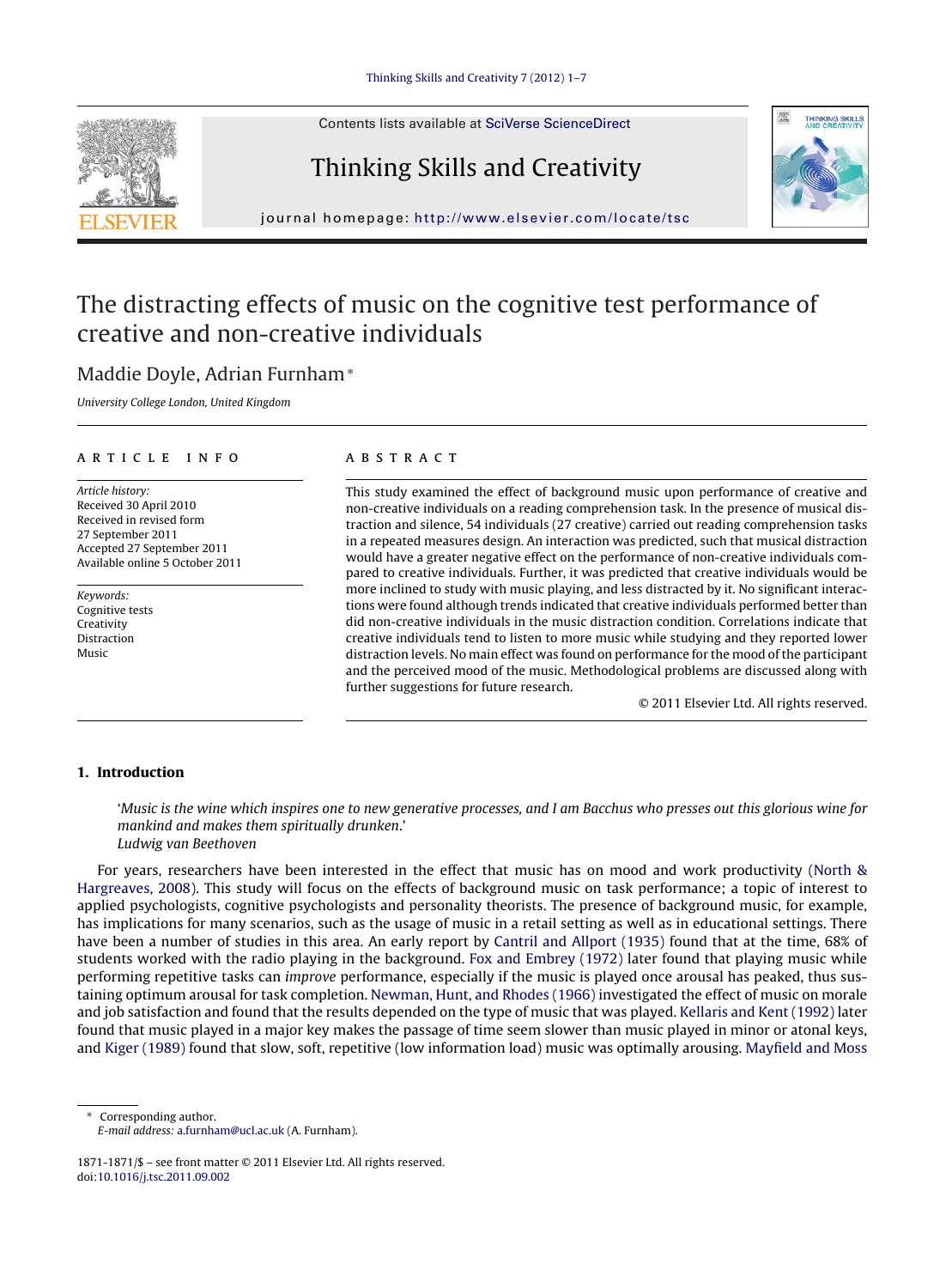# The distracting effects of music on the cognitive test performance of creative and non-creative individuals

Maddie Doyle, Adrian Furnham*

*University College London, United Kingdom*

**ARTICLE INFO**

*Article history:*
Received 30 April 2010
Received in revised form 27 September 2011
Accepted 27 September 2011
Available online 5 October 2011

*Keywords:*
Cognitive tests
Creativity
Distraction
Music

**ABSTRACT**

This study examined the effect of background music upon performance of creative and non-creative individuals on a reading comprehension task. In the presence of musical distraction and silence, 54 individuals (27 creative) carried out reading comprehension tasks in a repeated measures design. An interaction was predicted, such that musical distraction would have a greater negative effect on the performance of non-creative individuals compared to creative individuals. Further, it was predicted that creative individuals would be more inclined to study with music playing, and less distracted by it. No significant interactions were found although trends indicated that creative individuals performed better than did non-creative individuals in the music distraction condition. Correlations indicate that creative individuals tend to listen to more music while studying and they reported lower distraction levels. No main effect was found on performance for the mood of the participant and the perceived mood of the music. Methodological problems are discussed along with further suggestions for future research.

© 2011 Elsevier Ltd. All rights reserved.

## 1. Introduction

> '*Music is the wine which inspires one to new generative processes, and I am Bacchus who presses out this glorious wine for mankind and makes them spiritually drunken.*'
> *Ludwig van Beethoven*

For years, researchers have been interested in the effect that music has on mood and work productivity (North & Hargreaves, 2008). This study will focus on the effects of background music on task performance; a topic of interest to applied psychologists, cognitive psychologists and personality theorists. The presence of background music, for example, has implications for many scenarios, such as the usage of music in a retail setting as well as in educational settings. There have been a number of studies in this area. An early report by Cantril and Allport (1935) found that at the time, 68% of students worked with the radio playing in the background. Fox and Embrey (1972) later found that playing music while performing repetitive tasks can *improve* performance, especially if the music is played once arousal has peaked, thus sustaining optimum arousal for task completion. Newman, Hunt, and Rhodes (1966) investigated the effect of music on morale and job satisfaction and found that the results depended on the type of music that was played. Kellaris and Kent (1992) later found that music played in a major key makes the passage of time seem slower than music played in minor or atonal keys, and Kiger (1989) found that slow, soft, repetitive (low information load) music was optimally arousing. Mayfield and Moss

---

\* Corresponding author.
*E-mail address:* a.furnham@ucl.ac.uk (A. Furnham).

1871-1871/$ – see front matter © 2011 Elsevier Ltd. All rights reserved.
doi:10.1016/j.tsc.2011.09.002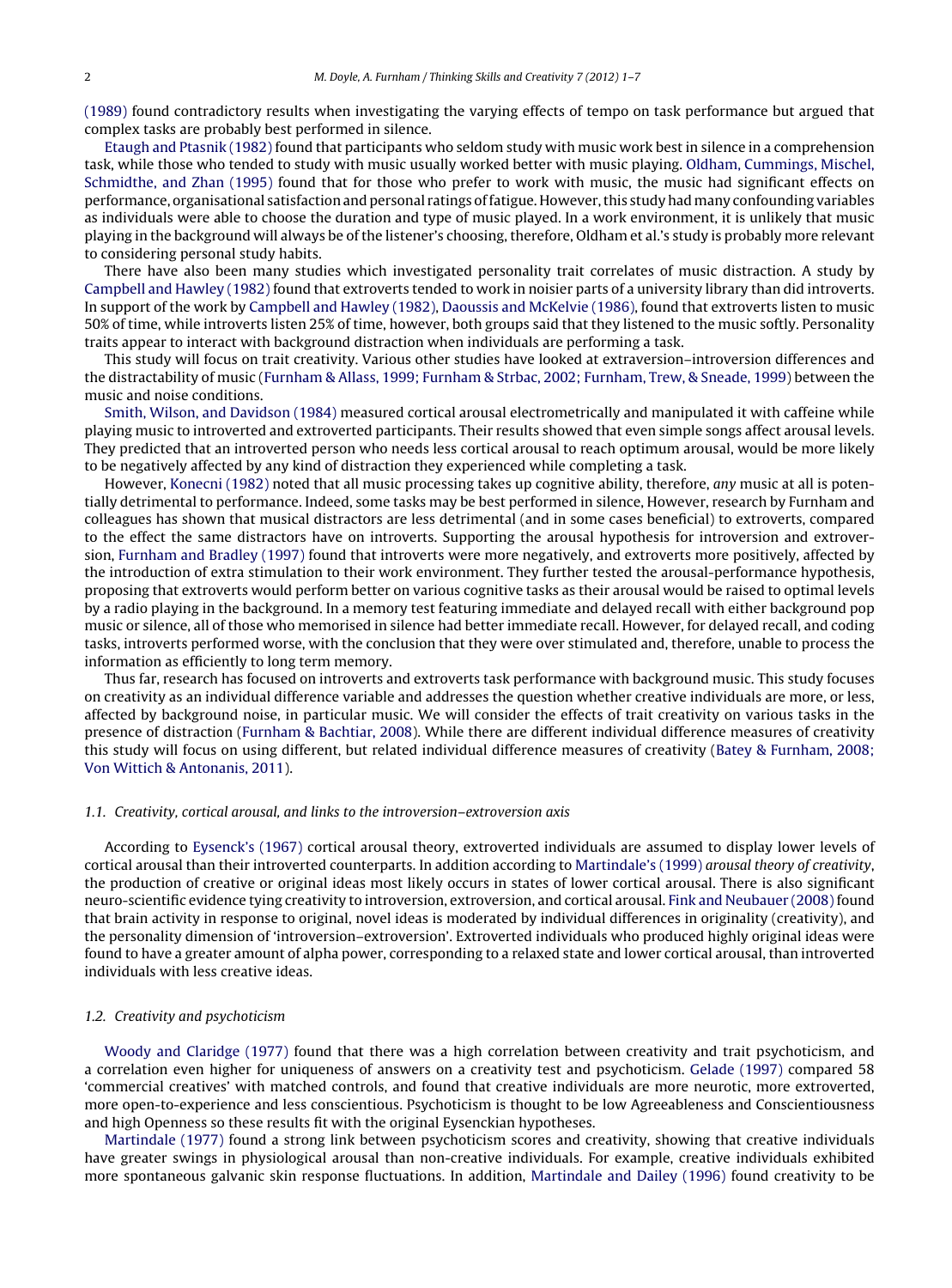(1989) found contradictory results when investigating the varying effects of tempo on task performance but argued that complex tasks are probably best performed in silence.

Etaugh and Ptasnik (1982) found that participants who seldom study with music work best in silence in a comprehension task, while those who tended to study with music usually worked better with music playing. Oldham, Cummings, Mischel, Schmidthe, and Zhan (1995) found that for those who prefer to work with music, the music had significant effects on performance, organisational satisfaction and personal ratings of fatigue. However, this study had many confounding variables as individuals were able to choose the duration and type of music played. In a work environment, it is unlikely that music playing in the background will always be of the listener's choosing, therefore, Oldham et al.'s study is probably more relevant to considering personal study habits.

There have also been many studies which investigated personality trait correlates of music distraction. A study by Campbell and Hawley (1982) found that extroverts tended to work in noisier parts of a university library than did introverts. In support of the work by Campbell and Hawley (1982), Daoussis and McKelvie (1986), found that extroverts listen to music 50% of time, while introverts listen 25% of time, however, both groups said that they listened to the music softly. Personality traits appear to interact with background distraction when individuals are performing a task.

This study will focus on trait creativity. Various other studies have looked at extraversion–introversion differences and the distractability of music (Furnham & Allass, 1999; Furnham & Strbac, 2002; Furnham, Trew, & Sneade, 1999) between the music and noise conditions.

Smith, Wilson, and Davidson (1984) measured cortical arousal electrometrically and manipulated it with caffeine while playing music to introverted and extroverted participants. Their results showed that even simple songs affect arousal levels. They predicted that an introverted person who needs less cortical arousal to reach optimum arousal, would be more likely to be negatively affected by any kind of distraction they experienced while completing a task.

However, Konecni (1982) noted that all music processing takes up cognitive ability, therefore, *any* music at all is potentially detrimental to performance. Indeed, some tasks may be best performed in silence, However, research by Furnham and colleagues has shown that musical distractors are less detrimental (and in some cases beneficial) to extroverts, compared to the effect the same distractors have on introverts. Supporting the arousal hypothesis for introversion and extroversion, Furnham and Bradley (1997) found that introverts were more negatively, and extroverts more positively, affected by the introduction of extra stimulation to their work environment. They further tested the arousal-performance hypothesis, proposing that extroverts would perform better on various cognitive tasks as their arousal would be raised to optimal levels by a radio playing in the background. In a memory test featuring immediate and delayed recall with either background pop music or silence, all of those who memorised in silence had better immediate recall. However, for delayed recall, and coding tasks, introverts performed worse, with the conclusion that they were over stimulated and, therefore, unable to process the information as efficiently to long term memory.

Thus far, research has focused on introverts and extroverts task performance with background music. This study focuses on creativity as an individual difference variable and addresses the question whether creative individuals are more, or less, affected by background noise, in particular music. We will consider the effects of trait creativity on various tasks in the presence of distraction (Furnham & Bachtiar, 2008). While there are different individual difference measures of creativity this study will focus on using different, but related individual difference measures of creativity (Batey & Furnham, 2008; Von Wittich & Antonanis, 2011).

### 1.1. Creativity, cortical arousal, and links to the introversion–extroversion axis

According to Eysenck's (1967) cortical arousal theory, extroverted individuals are assumed to display lower levels of cortical arousal than their introverted counterparts. In addition according to Martindale's (1999) *arousal theory of creativity*, the production of creative or original ideas most likely occurs in states of lower cortical arousal. There is also significant neuro-scientific evidence tying creativity to introversion, extroversion, and cortical arousal. Fink and Neubauer (2008) found that brain activity in response to original, novel ideas is moderated by individual differences in originality (creativity), and the personality dimension of 'introversion–extroversion'. Extroverted individuals who produced highly original ideas were found to have a greater amount of alpha power, corresponding to a relaxed state and lower cortical arousal, than introverted individuals with less creative ideas.

### 1.2. Creativity and psychoticism

Woody and Claridge (1977) found that there was a high correlation between creativity and trait psychoticism, and a correlation even higher for uniqueness of answers on a creativity test and psychoticism. Gelade (1997) compared 58 'commercial creatives' with matched controls, and found that creative individuals are more neurotic, more extroverted, more open-to-experience and less conscientious. Psychoticism is thought to be low Agreeableness and Conscientiousness and high Openness so these results fit with the original Eysenckian hypotheses.

Martindale (1977) found a strong link between psychoticism scores and creativity, showing that creative individuals have greater swings in physiological arousal than non-creative individuals. For example, creative individuals exhibited more spontaneous galvanic skin response fluctuations. In addition, Martindale and Dailey (1996) found creativity to be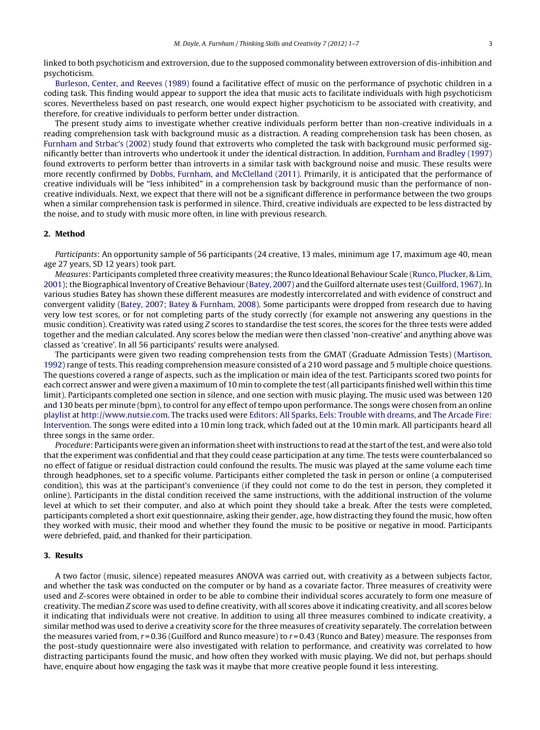linked to both psychoticism and extroversion, due to the supposed commonality between extroversion of dis-inhibition and psychoticism.

Burleson, Center, and Reeves (1989) found a facilitative effect of music on the performance of psychotic children in a coding task. This finding would appear to support the idea that music acts to facilitate individuals with high psychoticism scores. Nevertheless based on past research, one would expect higher psychoticism to be associated with creativity, and therefore, for creative individuals to perform better under distraction.

The present study aims to investigate whether creative individuals perform better than non-creative individuals in a reading comprehension task with background music as a distraction. A reading comprehension task has been chosen, as Furnham and Strbac's (2002) study found that extroverts who completed the task with background music performed significantly better than introverts who undertook it under the identical distraction. In addition, Furnham and Bradley (1997) found extroverts to perform better than introverts in a similar task with background noise and music. These results were more recently confirmed by Dobbs, Furnham, and McClelland (2011). Primarily, it is anticipated that the performance of creative individuals will be "less inhibited" in a comprehension task by background music than the performance of non-creative individuals. Next, we expect that there will not be a significant difference in performance between the two groups when a similar comprehension task is performed in silence. Third, creative individuals are expected to be less distracted by the noise, and to study with music more often, in line with previous research.

## 2. Method

*Participants*: An opportunity sample of 56 participants (24 creative, 13 males, minimum age 17, maximum age 40, mean age 27 years, SD 12 years) took part.

*Measures*: Participants completed three creativity measures; the Runco Ideational Behaviour Scale (Runco, Plucker, & Lim, 2001); the Biographical Inventory of Creative Behaviour (Batey, 2007) and the Guilford alternate uses test (Guilford, 1967). In various studies Batey has shown these different measures are modestly intercorrelated and with evidence of construct and convergent validity (Batey, 2007; Batey & Furnham, 2008). Some participants were dropped from research due to having very low test scores, or for not completing parts of the study correctly (for example not answering any questions in the music condition). Creativity was rated using *Z* scores to standardise the test scores, the scores for the three tests were added together and the median calculated. Any scores below the median were then classed 'non-creative' and anything above was classed as 'creative'. In all 56 participants' results were analysed.

The participants were given two reading comprehension tests from the GMAT (Graduate Admission Tests) (Martison, 1992) range of tests. This reading comprehension measure consisted of a 210 word passage and 5 multiple choice questions. The questions covered a range of aspects, such as the implication or main idea of the test. Participants scored two points for each correct answer and were given a maximum of 10 min to complete the test (all participants finished well within this time limit). Participants completed one section in silence, and one section with music playing. The music used was between 120 and 130 beats per minute (bpm), to control for any effect of tempo upon performance. The songs were chosen from an online playlist at http://www.nutsie.com. The tracks used were Editors: All Sparks, Eels: Trouble with dreams, and The Arcade Fire: Intervention. The songs were edited into a 10 min long track, which faded out at the 10 min mark. All participants heard all three songs in the same order.

*Procedure*: Participants were given an information sheet with instructions to read at the start of the test, and were also told that the experiment was confidential and that they could cease participation at any time. The tests were counterbalanced so no effect of fatigue or residual distraction could confound the results. The music was played at the same volume each time through headphones, set to a specific volume. Participants either completed the task in person or online (a computerised condition), this was at the participant's convenience (if they could not come to do the test in person, they completed it online). Participants in the distal condition received the same instructions, with the additional instruction of the volume level at which to set their computer, and also at which point they should take a break. After the tests were completed, participants completed a short exit questionnaire, asking their gender, age, how distracting they found the music, how often they worked with music, their mood and whether they found the music to be positive or negative in mood. Participants were debriefed, paid, and thanked for their participation.

## 3. Results

A two factor (music, silence) repeated measures ANOVA was carried out, with creativity as a between subjects factor, and whether the task was conducted on the computer or by hand as a covariate factor. Three measures of creativity were used and *Z*-scores were obtained in order to be able to combine their individual scores accurately to form one measure of creativity. The median *Z* score was used to define creativity, with all scores above it indicating creativity, and all scores below it indicating that individuals were not creative. In addition to using all three measures combined to indicate creativity, a similar method was used to derive a creativity score for the three measures of creativity separately. The correlation between the measures varied from, $r = 0.36$ (Guilford and Runco measure) to $r = 0.43$ (Runco and Batey) measure. The responses from the post-study questionnaire were also investigated with relation to performance, and creativity was correlated to how distracting participants found the music, and how often they worked with music playing. We did not, but perhaps should have, enquire about how engaging the task was it maybe that more creative people found it less interesting.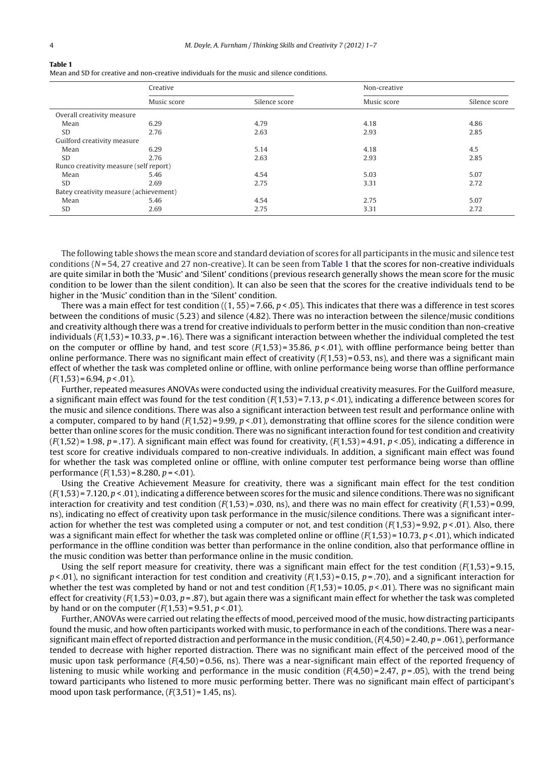**Table 1**
Mean and SD for creative and non-creative individuals for the music and silence conditions.

| | Creative | | Non-creative | |
|---|---|---|---|---|
| | Music score | Silence score | Music score | Silence score |
| Overall creativity measure | | | | |
| Mean | 6.29 | 4.79 | 4.18 | 4.86 |
| SD | 2.76 | 2.63 | 2.93 | 2.85 |
| Guilford creativity measure | | | | |
| Mean | 6.29 | 5.14 | 4.18 | 4.5 |
| SD | 2.76 | 2.63 | 2.93 | 2.85 |
| Runco creativity measure (self report) | | | | |
| Mean | 5.46 | 4.54 | 5.03 | 5.07 |
| SD | 2.69 | 2.75 | 3.31 | 2.72 |
| Batey creativity measure (achievement) | | | | |
| Mean | 5.46 | 4.54 | 2.75 | 5.07 |
| SD | 2.69 | 2.75 | 3.31 | 2.72 |

The following table shows the mean score and standard deviation of scores for all participants in the music and silence test conditions ($N = 54$, 27 creative and 27 non-creative). It can be seen from Table 1 that the scores for non-creative individuals are quite similar in both the 'Music' and 'Silent' conditions (previous research generally shows the mean score for the music condition to be lower than the silent condition). It can also be seen that the scores for the creative individuals tend to be higher in the 'Music' condition than in the 'Silent' condition.

There was a main effect for test condition ((1, 55) = 7.66, $p < .05$). This indicates that there was a difference in test scores between the conditions of music (5.23) and silence (4.82). There was no interaction between the silence/music conditions and creativity although there was a trend for creative individuals to perform better in the music condition than non-creative individuals ($F(1,53) = 10.33$, $p = .16$). There was a significant interaction between whether the individual completed the test on the computer or offline by hand, and test score ($F(1,53) = 35.86$, $p < .01$), with offline performance being better than online performance. There was no significant main effect of creativity ($F(1,53) = 0.53$, ns), and there was a significant main effect of whether the task was completed online or offline, with online performance being worse than offline performance ($F(1,53) = 6.94$, $p < .01$).

Further, repeated measures ANOVAs were conducted using the individual creativity measures. For the Guilford measure, a significant main effect was found for the test condition ($F(1,53) = 7.13$, $p < .01$), indicating a difference between scores for the music and silence conditions. There was also a significant interaction between test result and performance online with a computer, compared to by hand ($F(1,52) = 9.99$, $p < .01$), demonstrating that offline scores for the silence condition were better than online scores for the music condition. There was no significant interaction found for test condition and creativity ($F(1,52) = 1.98$, $p = .17$). A significant main effect was found for creativity, ($F(1,53) = 4.91$, $p < .05$), indicating a difference in test score for creative individuals compared to non-creative individuals. In addition, a significant main effect was found for whether the task was completed online or offline, with online computer test performance being worse than offline performance ($F(1,53) = 8.280$, $p = <.01$).

Using the Creative Achievement Measure for creativity, there was a significant main effect for the test condition ($F(1,53) = 7.120$, $p < .01$), indicating a difference between scores for the music and silence conditions. There was no significant interaction for creativity and test condition ($F(1,53) = .030$, ns), and there was no main effect for creativity ($F(1,53) = 0.99$, ns), indicating no effect of creativity upon task performance in the music/silence conditions. There was a significant interaction for whether the test was completed using a computer or not, and test condition ($F(1,53) = 9.92$, $p < .01$). Also, there was a significant main effect for whether the task was completed online or offline ($F(1,53) = 10.73$, $p < .01$), which indicated performance in the offline condition was better than performance in the online condition, also that performance offline in the music condition was better than performance online in the music condition.

Using the self report measure for creativity, there was a significant main effect for the test condition ($F(1,53) = 9.15$, $p < .01$), no significant interaction for test condition and creativity ($F(1,53) = 0.15$, $p = .70$), and a significant interaction for whether the test was completed by hand or not and test condition ($F(1,53) = 10.05$, $p < .01$). There was no significant main effect for creativity ($F(1,53) = 0.03$, $p = .87$), but again there was a significant main effect for whether the task was completed by hand or on the computer ($F(1,53) = 9.51$, $p < .01$).

Further, ANOVAs were carried out relating the effects of mood, perceived mood of the music, how distracting participants found the music, and how often participants worked with music, to performance in each of the conditions. There was a near-significant main effect of reported distraction and performance in the music condition, ($F(4,50) = 2.40$, $p = .061$), performance tended to decrease with higher reported distraction. There was no significant main effect of the perceived mood of the music upon task performance ($F(4,50) = 0.56$, ns). There was a near-significant main effect of the reported frequency of listening to music while working and performance in the music condition ($F(4,50) = 2.47$, $p = .05$), with the trend being toward participants who listened to more music performing better. There was no significant main effect of participant's mood upon task performance, ($F(3,51) = 1.45$, ns).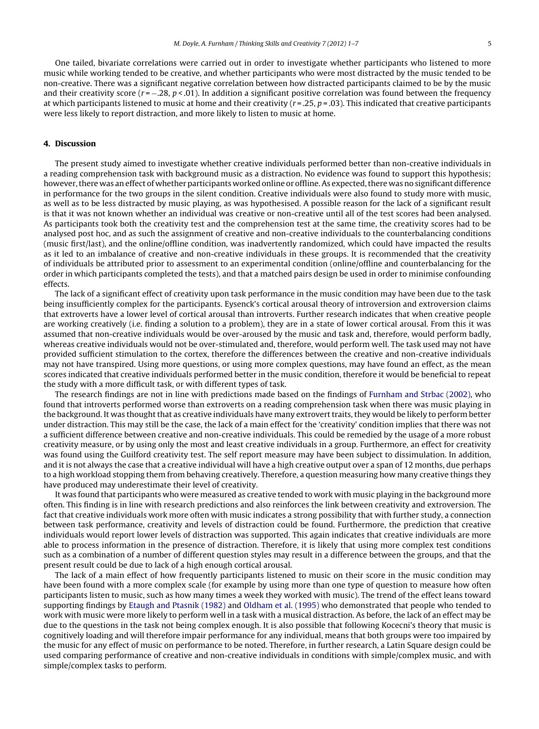One tailed, bivariate correlations were carried out in order to investigate whether participants who listened to more music while working tended to be creative, and whether participants who were most distracted by the music tended to be non-creative. There was a significant negative correlation between how distracted participants claimed to be by the music and their creativity score ($r = -.28$, $p < .01$). In addition a significant positive correlation was found between the frequency at which participants listened to music at home and their creativity ($r = .25$, $p = .03$). This indicated that creative participants were less likely to report distraction, and more likely to listen to music at home.

## 4. Discussion

The present study aimed to investigate whether creative individuals performed better than non-creative individuals in a reading comprehension task with background music as a distraction. No evidence was found to support this hypothesis; however, there was an effect of whether participants worked online or offline. As expected, there was no significant difference in performance for the two groups in the silent condition. Creative individuals were also found to study more with music, as well as to be less distracted by music playing, as was hypothesised. A possible reason for the lack of a significant result is that it was not known whether an individual was creative or non-creative until all of the test scores had been analysed. As participants took both the creativity test and the comprehension test at the same time, the creativity scores had to be analysed post hoc, and as such the assignment of creative and non-creative individuals to the counterbalancing conditions (music first/last), and the online/offline condition, was inadvertently randomized, which could have impacted the results as it led to an imbalance of creative and non-creative individuals in these groups. It is recommended that the creativity of individuals be attributed prior to assessment to an experimental condition (online/offline and counterbalancing for the order in which participants completed the tests), and that a matched pairs design be used in order to minimise confounding effects.

The lack of a significant effect of creativity upon task performance in the music condition may have been due to the task being insufficiently complex for the participants. Eysenck's cortical arousal theory of introversion and extroversion claims that extroverts have a lower level of cortical arousal than introverts. Further research indicates that when creative people are working creatively (i.e. finding a solution to a problem), they are in a state of lower cortical arousal. From this it was assumed that non-creative individuals would be over-aroused by the music and task and, therefore, would perform badly, whereas creative individuals would not be over-stimulated and, therefore, would perform well. The task used may not have provided sufficient stimulation to the cortex, therefore the differences between the creative and non-creative individuals may not have transpired. Using more questions, or using more complex questions, may have found an effect, as the mean scores indicated that creative individuals performed better in the music condition, therefore it would be beneficial to repeat the study with a more difficult task, or with different types of task.

The research findings are not in line with predictions made based on the findings of Furnham and Strbac (2002), who found that introverts performed worse than extroverts on a reading comprehension task when there was music playing in the background. It was thought that as creative individuals have many extrovert traits, they would be likely to perform better under distraction. This may still be the case, the lack of a main effect for the 'creativity' condition implies that there was not a sufficient difference between creative and non-creative individuals. This could be remedied by the usage of a more robust creativity measure, or by using only the most and least creative individuals in a group. Furthermore, an effect for creativity was found using the Guilford creativity test. The self report measure may have been subject to dissimulation. In addition, and it is not always the case that a creative individual will have a high creative output over a span of 12 months, due perhaps to a high workload stopping them from behaving creatively. Therefore, a question measuring how many creative things they have produced may underestimate their level of creativity.

It was found that participants who were measured as creative tended to work with music playing in the background more often. This finding is in line with research predictions and also reinforces the link between creativity and extroversion. The fact that creative individuals work more often with music indicates a strong possibility that with further study, a connection between task performance, creativity and levels of distraction could be found. Furthermore, the prediction that creative individuals would report lower levels of distraction was supported. This again indicates that creative individuals are more able to process information in the presence of distraction. Therefore, it is likely that using more complex test conditions such as a combination of a number of different question styles may result in a difference between the groups, and that the present result could be due to lack of a high enough cortical arousal.

The lack of a main effect of how frequently participants listened to music on their score in the music condition may have been found with a more complex scale (for example by using more than one type of question to measure how often participants listen to music, such as how many times a week they worked with music). The trend of the effect leans toward supporting findings by Etaugh and Ptasnik (1982) and Oldham et al. (1995) who demonstrated that people who tended to work with music were more likely to perform well in a task with a musical distraction. As before, the lack of an effect may be due to the questions in the task not being complex enough. It is also possible that following Kocecni's theory that music is cognitively loading and will therefore impair performance for any individual, means that both groups were too impaired by the music for any effect of music on performance to be noted. Therefore, in further research, a Latin Square design could be used comparing performance of creative and non-creative individuals in conditions with simple/complex music, and with simple/complex tasks to perform.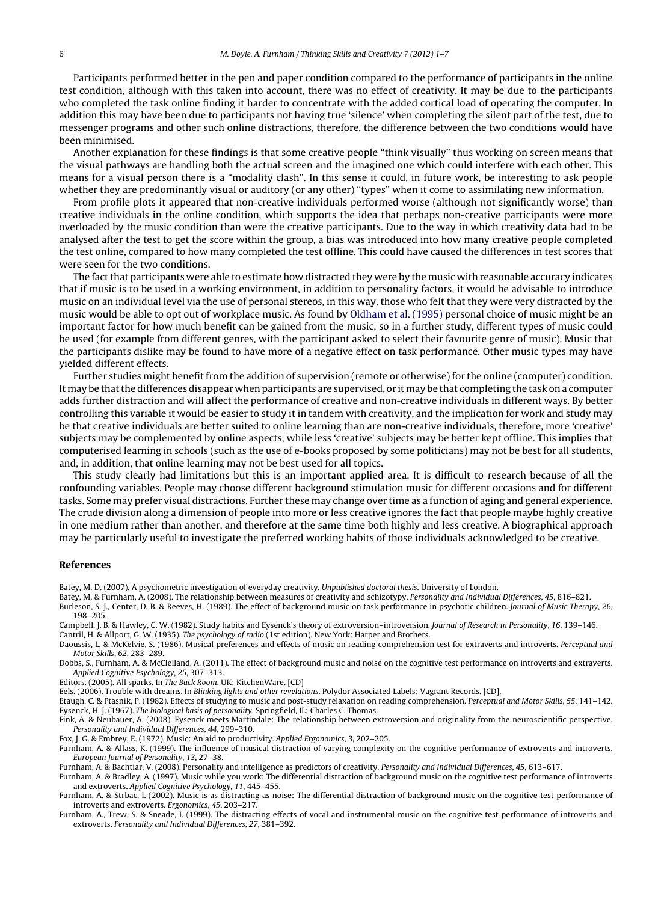Participants performed better in the pen and paper condition compared to the performance of participants in the online test condition, although with this taken into account, there was no effect of creativity. It may be due to the participants who completed the task online finding it harder to concentrate with the added cortical load of operating the computer. In addition this may have been due to participants not having true 'silence' when completing the silent part of the test, due to messenger programs and other such online distractions, therefore, the difference between the two conditions would have been minimised.

Another explanation for these findings is that some creative people "think visually" thus working on screen means that the visual pathways are handling both the actual screen and the imagined one which could interfere with each other. This means for a visual person there is a "modality clash". In this sense it could, in future work, be interesting to ask people whether they are predominantly visual or auditory (or any other) "types" when it come to assimilating new information.

From profile plots it appeared that non-creative individuals performed worse (although not significantly worse) than creative individuals in the online condition, which supports the idea that perhaps non-creative participants were more overloaded by the music condition than were the creative participants. Due to the way in which creativity data had to be analysed after the test to get the score within the group, a bias was introduced into how many creative people completed the test online, compared to how many completed the test offline. This could have caused the differences in test scores that were seen for the two conditions.

The fact that participants were able to estimate how distracted they were by the music with reasonable accuracy indicates that if music is to be used in a working environment, in addition to personality factors, it would be advisable to introduce music on an individual level via the use of personal stereos, in this way, those who felt that they were very distracted by the music would be able to opt out of workplace music. As found by Oldham et al. (1995) personal choice of music might be an important factor for how much benefit can be gained from the music, so in a further study, different types of music could be used (for example from different genres, with the participant asked to select their favourite genre of music). Music that the participants dislike may be found to have more of a negative effect on task performance. Other music types may have yielded different effects.

Further studies might benefit from the addition of supervision (remote or otherwise) for the online (computer) condition. It may be that the differences disappear when participants are supervised, or it may be that completing the task on a computer adds further distraction and will affect the performance of creative and non-creative individuals in different ways. By better controlling this variable it would be easier to study it in tandem with creativity, and the implication for work and study may be that creative individuals are better suited to online learning than are non-creative individuals, therefore, more 'creative' subjects may be complemented by online aspects, while less 'creative' subjects may be better kept offline. This implies that computerised learning in schools (such as the use of e-books proposed by some politicians) may not be best for all students, and, in addition, that online learning may not be best used for all topics.

This study clearly had limitations but this is an important applied area. It is difficult to research because of all the confounding variables. People may choose different background stimulation music for different occasions and for different tasks. Some may prefer visual distractions. Further these may change over time as a function of aging and general experience. The crude division along a dimension of people into more or less creative ignores the fact that people maybe highly creative in one medium rather than another, and therefore at the same time both highly and less creative. A biographical approach may be particularly useful to investigate the preferred working habits of those individuals acknowledged to be creative.

## References

Batey, M. D. (2007). A psychometric investigation of everyday creativity. *Unpublished doctoral thesis*. University of London.

Batey, M. & Furnham, A. (2008). The relationship between measures of creativity and schizotypy. *Personality and Individual Differences*, *45*, 816–821.

Burleson, S. J., Center, D. B. & Reeves, H. (1989). The effect of background music on task performance in psychotic children. *Journal of Music Therapy*, *26*, 198–205.

Campbell, J. B. & Hawley, C. W. (1982). Study habits and Eysenck's theory of extroversion–introversion. *Journal of Research in Personality*, *16*, 139–146.

Cantril, H. & Allport, G. W. (1935). *The psychology of radio* (1st edition). New York: Harper and Brothers.

Daoussis, L. & McKelvie, S. (1986). Musical preferences and effects of music on reading comprehension test for extraverts and introverts. *Perceptual and Motor Skills*, *62*, 283–289.

Dobbs, S., Furnham, A. & McClelland, A. (2011). The effect of background music and noise on the cognitive test performance on introverts and extraverts. *Applied Cognitive Psychology*, *25*, 307–313.

Editors. (2005). All sparks. In *The Back Room*. UK: KitchenWare. [CD]

Eels. (2006). Trouble with dreams. In *Blinking lights and other revelations*. Polydor Associated Labels: Vagrant Records. [CD].

Etaugh, C. & Ptasnik, P. (1982). Effects of studying to music and post-study relaxation on reading comprehension. *Perceptual and Motor Skills*, *55*, 141–142.

Eysenck, H. J. (1967). *The biological basis of personality*. Springfield, IL: Charles C. Thomas.

Fink, A. & Neubauer, A. (2008). Eysenck meets Martindale: The relationship between extroversion and originality from the neuroscientific perspective. *Personality and Individual Differences*, *44*, 299–310.

Fox, J. G. & Embrey, E. (1972). Music: An aid to productivity. *Applied Ergonomics*, *3*, 202–205.

Furnham, A. & Allass, K. (1999). The influence of musical distraction of varying complexity on the cognitive performance of extroverts and introverts. *European Journal of Personality*, *13*, 27–38.

Furnham, A. & Bachtiar, V. (2008). Personality and intelligence as predictors of creativity. *Personality and Individual Differences*, *45*, 613–617.

Furnham, A. & Bradley, A. (1997). Music while you work: The differential distraction of background music on the cognitive test performance of introverts and extroverts. *Applied Cognitive Psychology*, *11*, 445–455.

Furnham, A. & Strbac, I. (2002). Music is as distracting as noise: The differential distraction of background music on the cognitive test performance of introverts and extroverts. *Ergonomics*, *45*, 203–217.

Furnham, A., Trew, S. & Sneade, I. (1999). The distracting effects of vocal and instrumental music on the cognitive test performance of introverts and extroverts. *Personality and Individual Differences*, *27*, 381–392.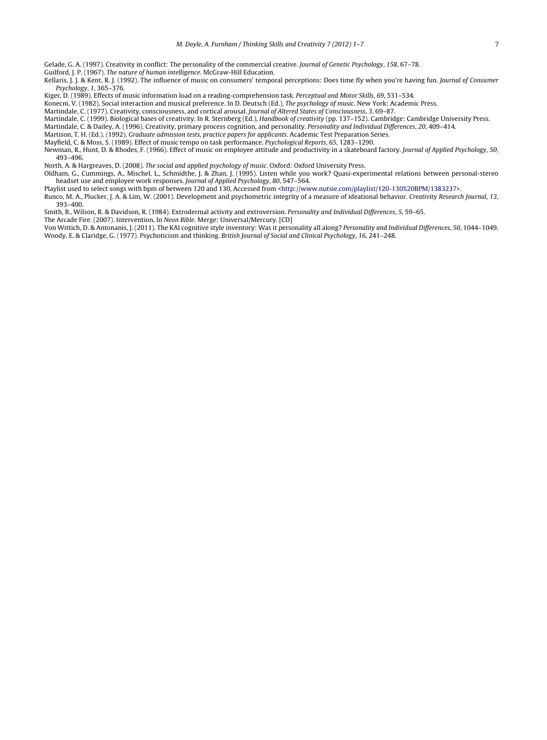Gelade, G. A. (1997). Creativity in conflict: The personality of the commercial creative. *Journal of Genetic Psychology*, *158*, 67–78.

Guilford, J. P. (1967). *The nature of human intelligence*. McGraw-Hill Education.

Kellaris, J. J. & Kent, R. J. (1992). The influence of music on consumers' temporal perceptions: Does time fly when you're having fun. *Journal of Consumer Psychology*, *1*, 365–376.

Kiger, D. (1989). Effects of music information load on a reading-comprehension task. *Perceptual and Motor Skills*, *69*, 531–534.

Konecni, V. (1982). Social interaction and musical preference. In D. Deutsch (Ed.), *The psychology of music*. New York: Academic Press.

Martindale, C. (1977). Creativity, consciousness, and cortical arousal. *Journal of Altered States of Consciousness*, *3*, 69–87.

Martindale, C. (1999). Biological bases of creativity. In R. Sternberg (Ed.), *Handbook of creativity* (pp. 137–152). Cambridge: Cambridge University Press.

Martindale, C. & Dailey, A. (1996). Creativity, primary process cognition, and personality. *Personality and Individual Differences*, *20*, 409–414.

Martison, T. H. (Ed.). (1992). *Graduate admission tests, practice papers for applicants*. Academic Test Preparation Series.

Mayfield, C. & Moss, S. (1989). Effect of music tempo on task performance. *Psychological Reports*, *65*, 1283–1290.

Newman, R., Hunt, D. & Rhodes, F. (1966). Effect of music on employee attitude and productivity in a skateboard factory. *Journal of Applied Psychology*, *50*, 493–496.

North, A. & Hargreaves, D. (2008). *The social and applied psychology of music*. Oxford: Oxford University Press.

Oldham, G., Cummings, A., Mischel, L., Schmidthe, J. & Zhan, J. (1995). Listen while you work? Quasi-experimental relations between personal-stereo headset use and employee work responses. *Journal of Applied Psychology*, *80*, 547–564.

Playlist used to select songs with bpm of between 120 and 130, Accessed from <http://www.nutsie.com/playlist/120-130%20BPM/1383237>.

Runco, M. A., Plucker, J. A. & Lim, W. (2001). Development and psychometric integrity of a measure of ideational behavior. *Creativity Research Journal*, *13*, 393–400.

Smith, B., Wilson, R. & Davidson, R. (1984). Extrodermal activity and extroversion. *Personality and Individual Differences*, *5*, 59–65.

The Arcade Fire. (2007). Intervention. In *Neon Bible*. Merge: Universal/Mercury. [CD]

Von Wittich, D. & Antonanis, J. (2011). The KAI cognitive style inventory: Was it personality all along? *Personality and Individual Differences*, *50*, 1044–1049.

Woody, E. & Claridge, G. (1977). Psychoticism and thinking. *British Journal of Social and Clinical Psychology*, *16*, 241–248.